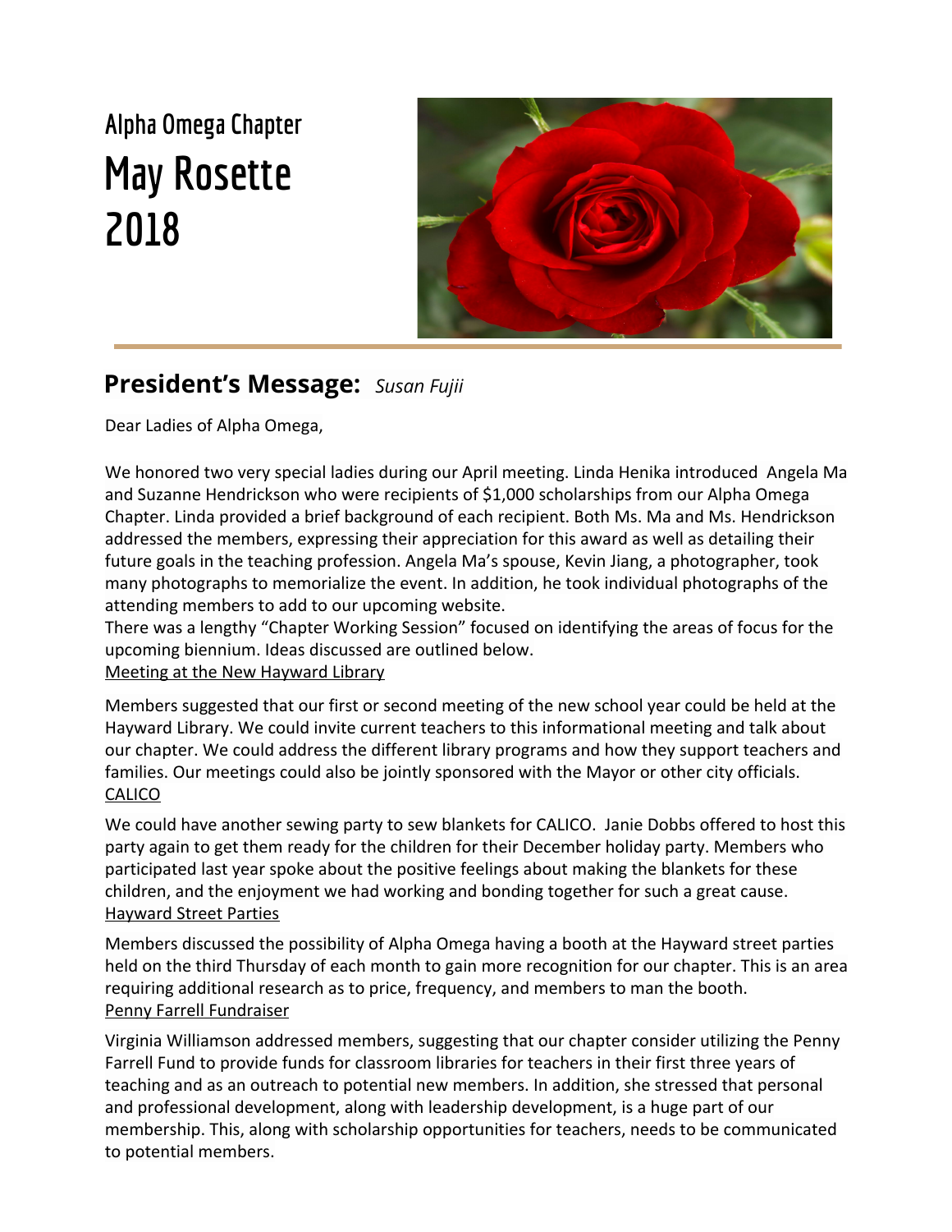# Alpha Omega Chapter

# May Rosette 2018

## President's Message: *Susan Fujii*

Dear Ladies of Alpha Omega,

We honored two very special ladies during our April meeting. Linda Henika introduced Angela Ma and Suzanne Hendrickson who were recipients of $1,000 scholarships from our Alpha Omega Chapter. Linda provided a brief background of each recipient. Both Ms. Ma and Ms. Hendrickson addressed the members, expressing their appreciation for this award as well as detailing their future goals in the teaching profession. Angela Ma's spouse, Kevin Jiang, a photographer, took many photographs to memorialize the event. In addition, he took individual photographs of the attending members to add to our upcoming website.

There was a lengthy "Chapter Working Session" focused on identifying the areas of focus for the upcoming biennium. Ideas discussed are outlined below.

<u>Meeting at the New Hayward Library</u>

Members suggested that our first or second meeting of the new school year could be held at the Hayward Library. We could invite current teachers to this informational meeting and talk about our chapter. We could address the different library programs and how they support teachers and families. Our meetings could also be jointly sponsored with the Mayor or other city officials.

<u>CALICO</u>

We could have another sewing party to sew blankets for CALICO. Janie Dobbs offered to host this party again to get them ready for the children for their December holiday party. Members who participated last year spoke about the positive feelings about making the blankets for these children, and the enjoyment we had working and bonding together for such a great cause.

<u>Hayward Street Parties</u>

Members discussed the possibility of Alpha Omega having a booth at the Hayward street parties held on the third Thursday of each month to gain more recognition for our chapter. This is an area requiring additional research as to price, frequency, and members to man the booth.

<u>Penny Farrell Fundraiser</u>

Virginia Williamson addressed members, suggesting that our chapter consider utilizing the Penny Farrell Fund to provide funds for classroom libraries for teachers in their first three years of teaching and as an outreach to potential new members. In addition, she stressed that personal and professional development, along with leadership development, is a huge part of our membership. This, along with scholarship opportunities for teachers, needs to be communicated to potential members.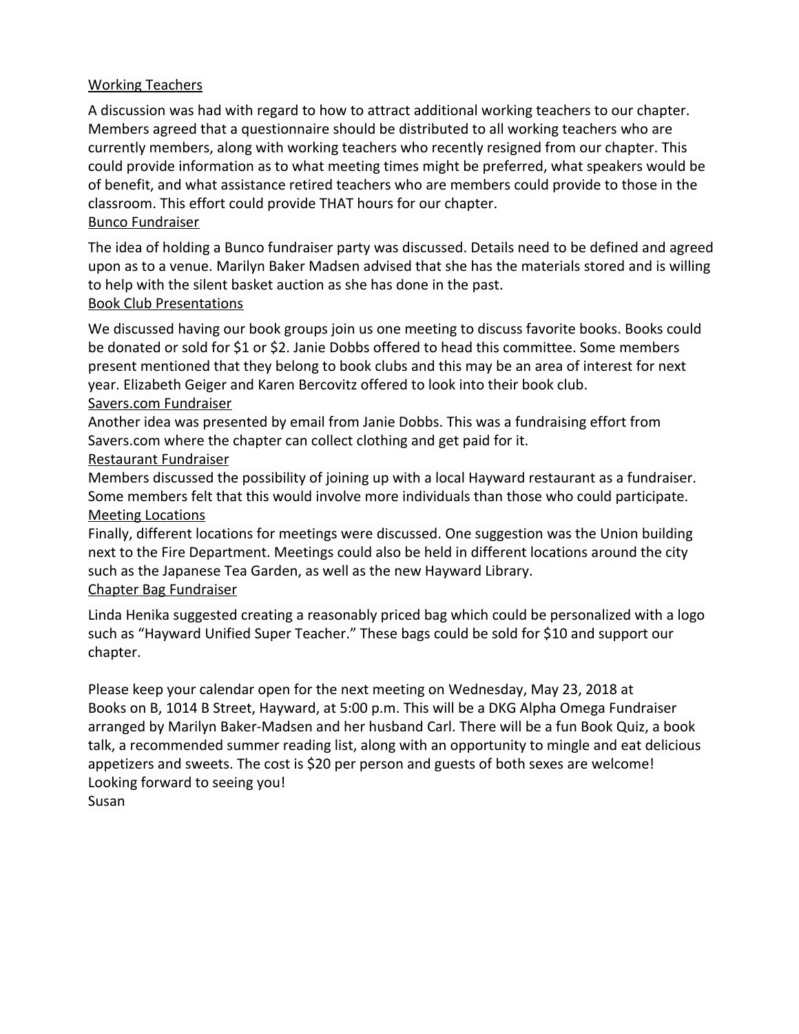<u>Working Teachers</u>

A discussion was had with regard to how to attract additional working teachers to our chapter. Members agreed that a questionnaire should be distributed to all working teachers who are currently members, along with working teachers who recently resigned from our chapter. This could provide information as to what meeting times might be preferred, what speakers would be of benefit, and what assistance retired teachers who are members could provide to those in the classroom. This effort could provide THAT hours for our chapter.

<u>Bunco Fundraiser</u>

The idea of holding a Bunco fundraiser party was discussed. Details need to be defined and agreed upon as to a venue. Marilyn Baker Madsen advised that she has the materials stored and is willing to help with the silent basket auction as she has done in the past.

<u>Book Club Presentations</u>

We discussed having our book groups join us one meeting to discuss favorite books. Books could be donated or sold for $1 or $2. Janie Dobbs offered to head this committee. Some members present mentioned that they belong to book clubs and this may be an area of interest for next year. Elizabeth Geiger and Karen Bercovitz offered to look into their book club.

<u>Savers.com Fundraiser</u>

Another idea was presented by email from Janie Dobbs. This was a fundraising effort from Savers.com where the chapter can collect clothing and get paid for it.

<u>Restaurant Fundraiser</u>

Members discussed the possibility of joining up with a local Hayward restaurant as a fundraiser. Some members felt that this would involve more individuals than those who could participate.

<u>Meeting Locations</u>

Finally, different locations for meetings were discussed. One suggestion was the Union building next to the Fire Department. Meetings could also be held in different locations around the city such as the Japanese Tea Garden, as well as the new Hayward Library.

<u>Chapter Bag Fundraiser</u>

Linda Henika suggested creating a reasonably priced bag which could be personalized with a logo such as "Hayward Unified Super Teacher." These bags could be sold for $10 and support our chapter.

Please keep your calendar open for the next meeting on Wednesday, May 23, 2018 at Books on B, 1014 B Street, Hayward, at 5:00 p.m. This will be a DKG Alpha Omega Fundraiser arranged by Marilyn Baker-Madsen and her husband Carl. There will be a fun Book Quiz, a book talk, a recommended summer reading list, along with an opportunity to mingle and eat delicious appetizers and sweets. The cost is $20 per person and guests of both sexes are welcome!
Looking forward to seeing you!
Susan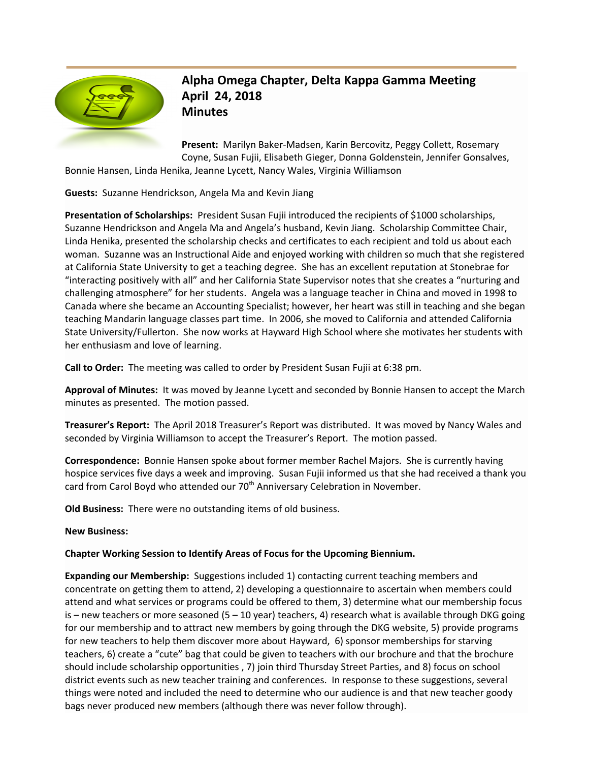# Alpha Omega Chapter, Delta Kappa Gamma Meeting
## April 24, 2018
## Minutes

**Present:** Marilyn Baker-Madsen, Karin Bercovitz, Peggy Collett, Rosemary Coyne, Susan Fujii, Elisabeth Gieger, Donna Goldenstein, Jennifer Gonsalves, Bonnie Hansen, Linda Henika, Jeanne Lycett, Nancy Wales, Virginia Williamson

**Guests:** Suzanne Hendrickson, Angela Ma and Kevin Jiang

**Presentation of Scholarships:** President Susan Fujii introduced the recipients of $1000 scholarships, Suzanne Hendrickson and Angela Ma and Angela's husband, Kevin Jiang. Scholarship Committee Chair, Linda Henika, presented the scholarship checks and certificates to each recipient and told us about each woman. Suzanne was an Instructional Aide and enjoyed working with children so much that she registered at California State University to get a teaching degree. She has an excellent reputation at Stonebrae for "interacting positively with all" and her California State Supervisor notes that she creates a "nurturing and challenging atmosphere" for her students. Angela was a language teacher in China and moved in 1998 to Canada where she became an Accounting Specialist; however, her heart was still in teaching and she began teaching Mandarin language classes part time. In 2006, she moved to California and attended California State University/Fullerton. She now works at Hayward High School where she motivates her students with her enthusiasm and love of learning.

**Call to Order:** The meeting was called to order by President Susan Fujii at 6:38 pm.

**Approval of Minutes:** It was moved by Jeanne Lycett and seconded by Bonnie Hansen to accept the March minutes as presented. The motion passed.

**Treasurer's Report:** The April 2018 Treasurer's Report was distributed. It was moved by Nancy Wales and seconded by Virginia Williamson to accept the Treasurer's Report. The motion passed.

**Correspondence:** Bonnie Hansen spoke about former member Rachel Majors. She is currently having hospice services five days a week and improving. Susan Fujii informed us that she had received a thank you card from Carol Boyd who attended our 70th Anniversary Celebration in November.

**Old Business:** There were no outstanding items of old business.

**New Business:**

**Chapter Working Session to Identify Areas of Focus for the Upcoming Biennium.**

**Expanding our Membership:** Suggestions included 1) contacting current teaching members and concentrate on getting them to attend, 2) developing a questionnaire to ascertain when members could attend and what services or programs could be offered to them, 3) determine what our membership focus is – new teachers or more seasoned (5 – 10 year) teachers, 4) research what is available through DKG going for our membership and to attract new members by going through the DKG website, 5) provide programs for new teachers to help them discover more about Hayward, 6) sponsor memberships for starving teachers, 6) create a "cute" bag that could be given to teachers with our brochure and that the brochure should include scholarship opportunities , 7) join third Thursday Street Parties, and 8) focus on school district events such as new teacher training and conferences. In response to these suggestions, several things were noted and included the need to determine who our audience is and that new teacher goody bags never produced new members (although there was never follow through).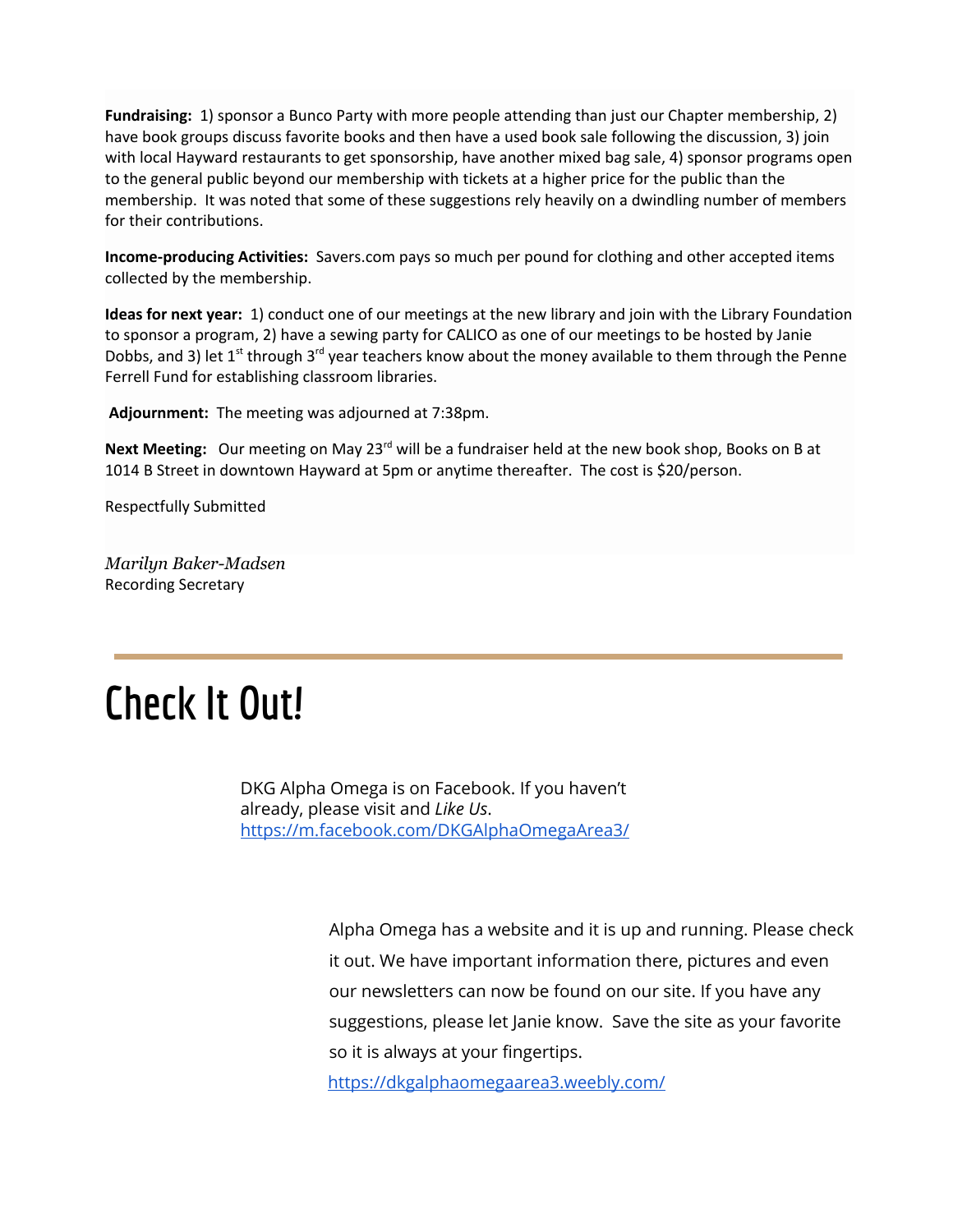**Fundraising:** 1) sponsor a Bunco Party with more people attending than just our Chapter membership, 2) have book groups discuss favorite books and then have a used book sale following the discussion, 3) join with local Hayward restaurants to get sponsorship, have another mixed bag sale, 4) sponsor programs open to the general public beyond our membership with tickets at a higher price for the public than the membership. It was noted that some of these suggestions rely heavily on a dwindling number of members for their contributions.

**Income-producing Activities:** Savers.com pays so much per pound for clothing and other accepted items collected by the membership.

**Ideas for next year:** 1) conduct one of our meetings at the new library and join with the Library Foundation to sponsor a program, 2) have a sewing party for CALICO as one of our meetings to be hosted by Janie Dobbs, and 3) let 1st through 3rd year teachers know about the money available to them through the Penne Ferrell Fund for establishing classroom libraries.

**Adjournment:** The meeting was adjourned at 7:38pm.

**Next Meeting:** Our meeting on May 23rd will be a fundraiser held at the new book shop, Books on B at 1014 B Street in downtown Hayward at 5pm or anytime thereafter. The cost is $20/person.

Respectfully Submitted

*Marilyn Baker-Madsen*
Recording Secretary

---

# Check It Out!

DKG Alpha Omega is on Facebook. If you haven't already, please visit and *Like Us*.
https://m.facebook.com/DKGAlphaOmegaArea3/

Alpha Omega has a website and it is up and running. Please check it out. We have important information there, pictures and even our newsletters can now be found on our site. If you have any suggestions, please let Janie know. Save the site as your favorite so it is always at your fingertips.
https://dkgalphaomegaarea3.weebly.com/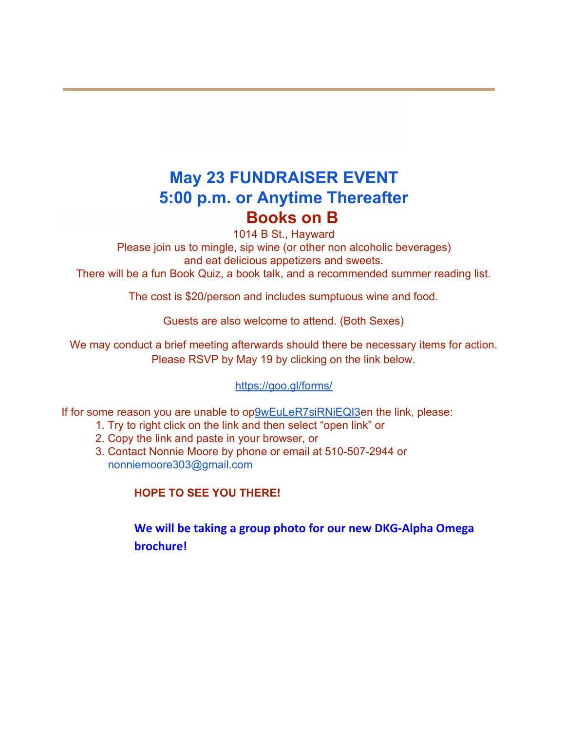# May 23 FUNDRAISER EVENT
# 5:00 p.m. or Anytime Thereafter
## Books on B

1014 B St., Hayward
Please join us to mingle, sip wine (or other non alcoholic beverages)
and eat delicious appetizers and sweets.
There will be a fun Book Quiz, a book talk, and a recommended summer reading list.

The cost is $20/person and includes sumptuous wine and food.

Guests are also welcome to attend. (Both Sexes)

We may conduct a brief meeting afterwards should there be necessary items for action.
Please RSVP by May 19 by clicking on the link below.

https://goo.gl/forms/

If for some reason you are unable to op9wEuLeR7siRNiEQI3en the link, please:

1. Try to right click on the link and then select "open link" or
2. Copy the link and paste in your browser, or
3. Contact Nonnie Moore by phone or email at 510-507-2944 or nonniemoore303@gmail.com

**HOPE TO SEE YOU THERE!**

**We will be taking a group photo for our new DKG-Alpha Omega brochure!**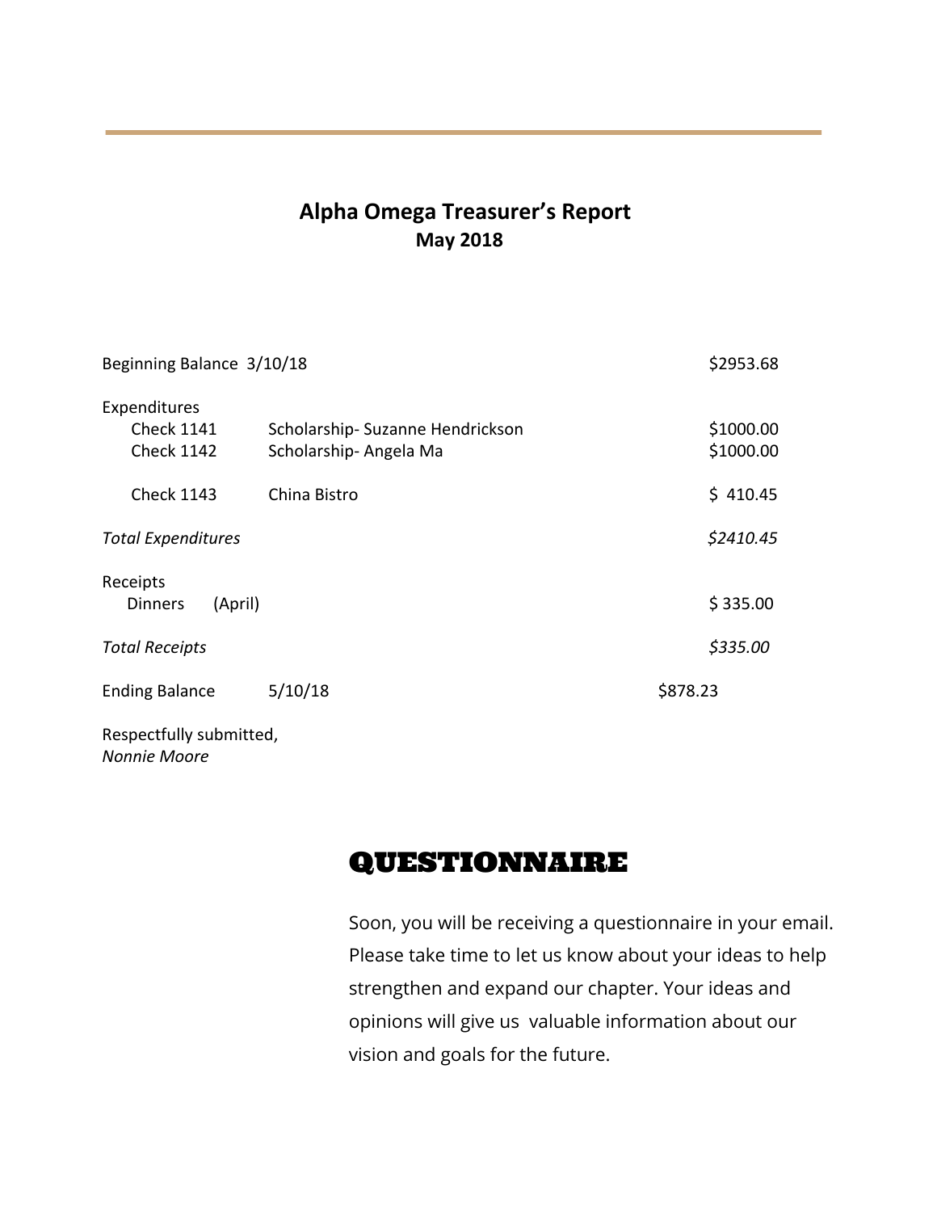## Alpha Omega Treasurer's Report
### May 2018

| | | |
|---|---|---|
| Beginning Balance 3/10/18 | | $2953.68 |
| Expenditures | | |
| Check 1141 | Scholarship- Suzanne Hendrickson | $1000.00 |
| Check 1142 | Scholarship- Angela Ma | $1000.00 |
| Check 1143 | China Bistro | $ 410.45 |
| *Total Expenditures* | | *$2410.45* |
| Receipts | | |
| Dinners (April) | | $ 335.00 |
| *Total Receipts* | | *$335.00* |
| Ending Balance | 5/10/18 | $878.23 |

Respectfully submitted,
*Nonnie Moore*

## QUESTIONNAIRE

Soon, you will be receiving a questionnaire in your email. Please take time to let us know about your ideas to help strengthen and expand our chapter. Your ideas and opinions will give us valuable information about our vision and goals for the future.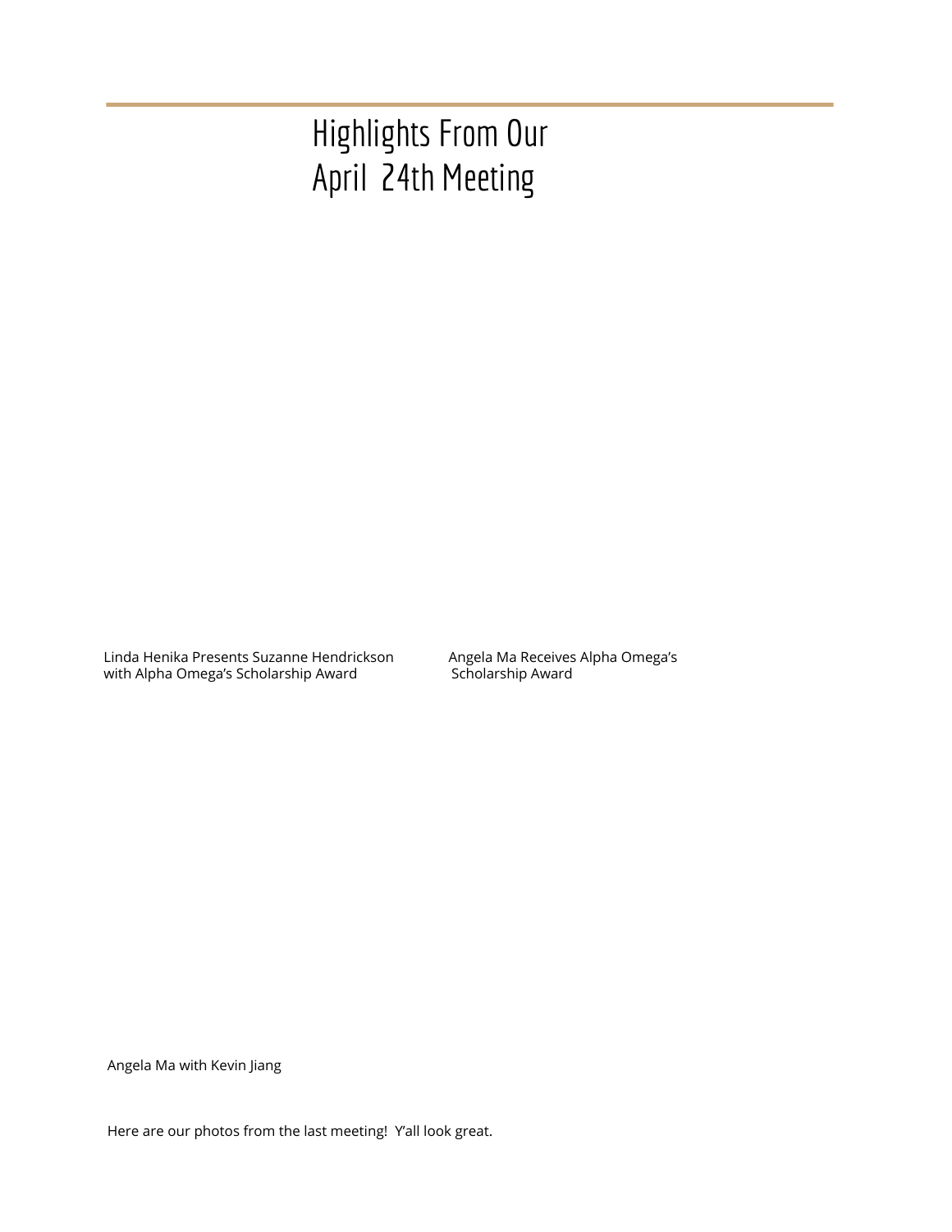# Highlights From Our April 24th Meeting

Linda Henika Presents Suzanne Hendrickson with Alpha Omega's Scholarship Award

Angela Ma Receives Alpha Omega's Scholarship Award

Angela Ma with Kevin Jiang

Here are our photos from the last meeting! Y'all look great.